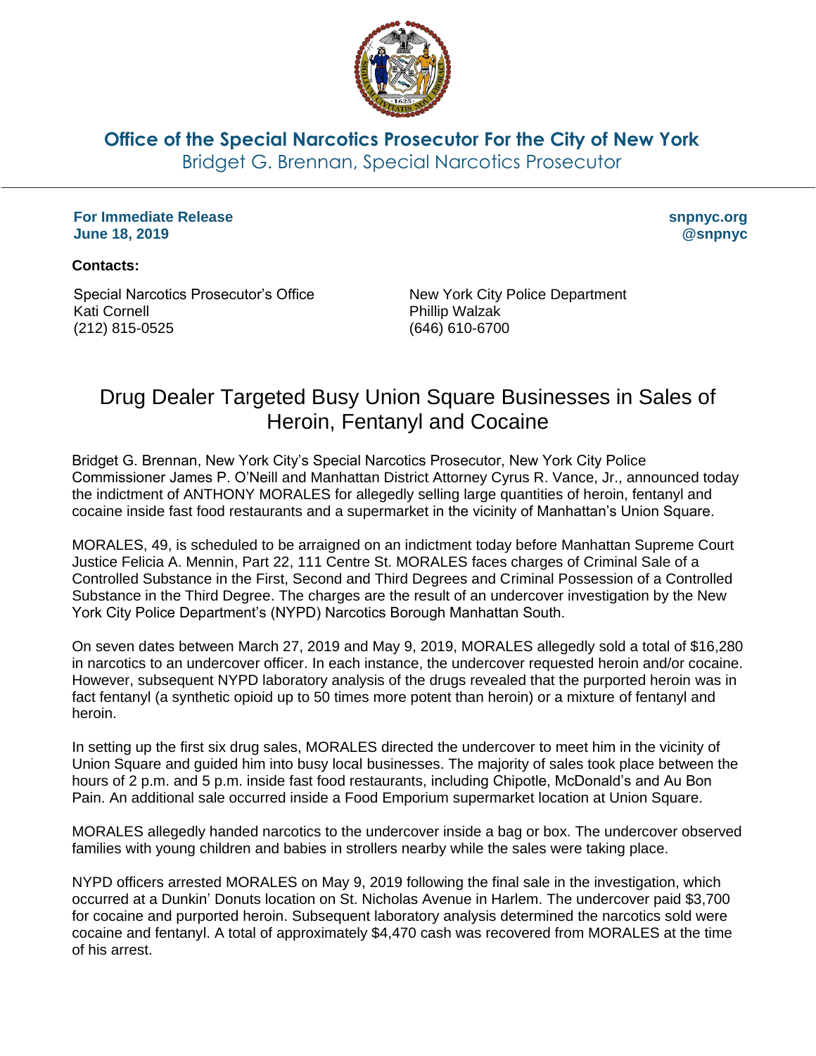# Office of the Special Narcotics Prosecutor For the City of New York

Bridget G. Brennan, Special Narcotics Prosecutor

**For Immediate Release**
**June 18, 2019**

**snpnyc.org**
**@snpnyc**

**Contacts:**

Special Narcotics Prosecutor's Office
Kati Cornell
(212) 815-0525

New York City Police Department
Phillip Walzak
(646) 610-6700

## Drug Dealer Targeted Busy Union Square Businesses in Sales of Heroin, Fentanyl and Cocaine

Bridget G. Brennan, New York City's Special Narcotics Prosecutor, New York City Police Commissioner James P. O'Neill and Manhattan District Attorney Cyrus R. Vance, Jr., announced today the indictment of ANTHONY MORALES for allegedly selling large quantities of heroin, fentanyl and cocaine inside fast food restaurants and a supermarket in the vicinity of Manhattan's Union Square.

MORALES, 49, is scheduled to be arraigned on an indictment today before Manhattan Supreme Court Justice Felicia A. Mennin, Part 22, 111 Centre St. MORALES faces charges of Criminal Sale of a Controlled Substance in the First, Second and Third Degrees and Criminal Possession of a Controlled Substance in the Third Degree. The charges are the result of an undercover investigation by the New York City Police Department's (NYPD) Narcotics Borough Manhattan South.

On seven dates between March 27, 2019 and May 9, 2019, MORALES allegedly sold a total of $16,280 in narcotics to an undercover officer. In each instance, the undercover requested heroin and/or cocaine. However, subsequent NYPD laboratory analysis of the drugs revealed that the purported heroin was in fact fentanyl (a synthetic opioid up to 50 times more potent than heroin) or a mixture of fentanyl and heroin.

In setting up the first six drug sales, MORALES directed the undercover to meet him in the vicinity of Union Square and guided him into busy local businesses. The majority of sales took place between the hours of 2 p.m. and 5 p.m. inside fast food restaurants, including Chipotle, McDonald's and Au Bon Pain. An additional sale occurred inside a Food Emporium supermarket location at Union Square.

MORALES allegedly handed narcotics to the undercover inside a bag or box. The undercover observed families with young children and babies in strollers nearby while the sales were taking place.

NYPD officers arrested MORALES on May 9, 2019 following the final sale in the investigation, which occurred at a Dunkin' Donuts location on St. Nicholas Avenue in Harlem. The undercover paid $3,700 for cocaine and purported heroin. Subsequent laboratory analysis determined the narcotics sold were cocaine and fentanyl. A total of approximately $4,470 cash was recovered from MORALES at the time of his arrest.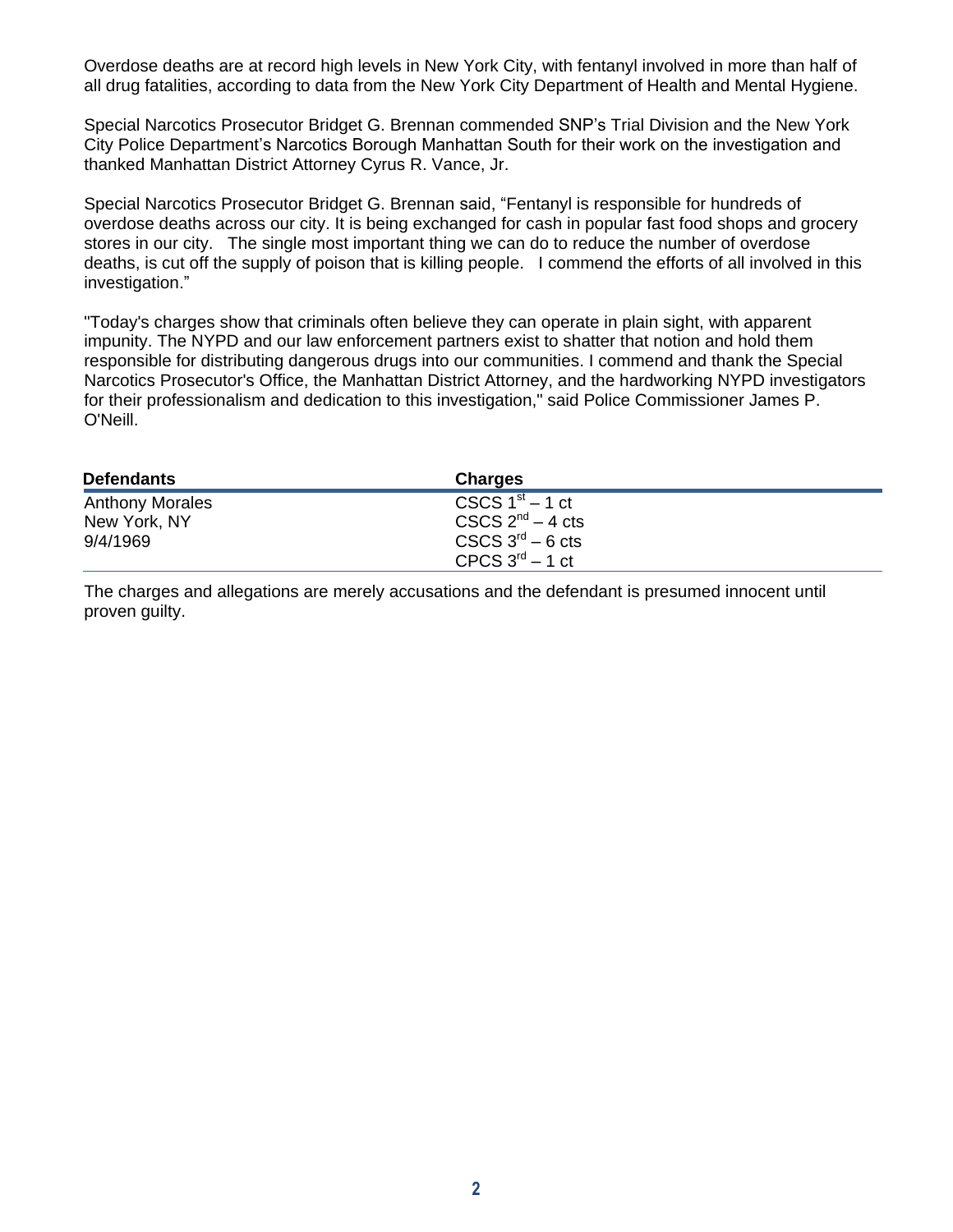Overdose deaths are at record high levels in New York City, with fentanyl involved in more than half of all drug fatalities, according to data from the New York City Department of Health and Mental Hygiene.

Special Narcotics Prosecutor Bridget G. Brennan commended SNP's Trial Division and the New York City Police Department's Narcotics Borough Manhattan South for their work on the investigation and thanked Manhattan District Attorney Cyrus R. Vance, Jr.

Special Narcotics Prosecutor Bridget G. Brennan said, "Fentanyl is responsible for hundreds of overdose deaths across our city. It is being exchanged for cash in popular fast food shops and grocery stores in our city. The single most important thing we can do to reduce the number of overdose deaths, is cut off the supply of poison that is killing people. I commend the efforts of all involved in this investigation."

"Today's charges show that criminals often believe they can operate in plain sight, with apparent impunity. The NYPD and our law enforcement partners exist to shatter that notion and hold them responsible for distributing dangerous drugs into our communities. I commend and thank the Special Narcotics Prosecutor's Office, the Manhattan District Attorney, and the hardworking NYPD investigators for their professionalism and dedication to this investigation," said Police Commissioner James P. O'Neill.

| Defendants | Charges |
| --- | --- |
| Anthony Morales<br>New York, NY<br>9/4/1969 | CSCS 1st – 1 ct<br>CSCS 2nd – 4 cts<br>CSCS 3rd – 6 cts<br>CPCS 3rd – 1 ct |

The charges and allegations are merely accusations and the defendant is presumed innocent until proven guilty.